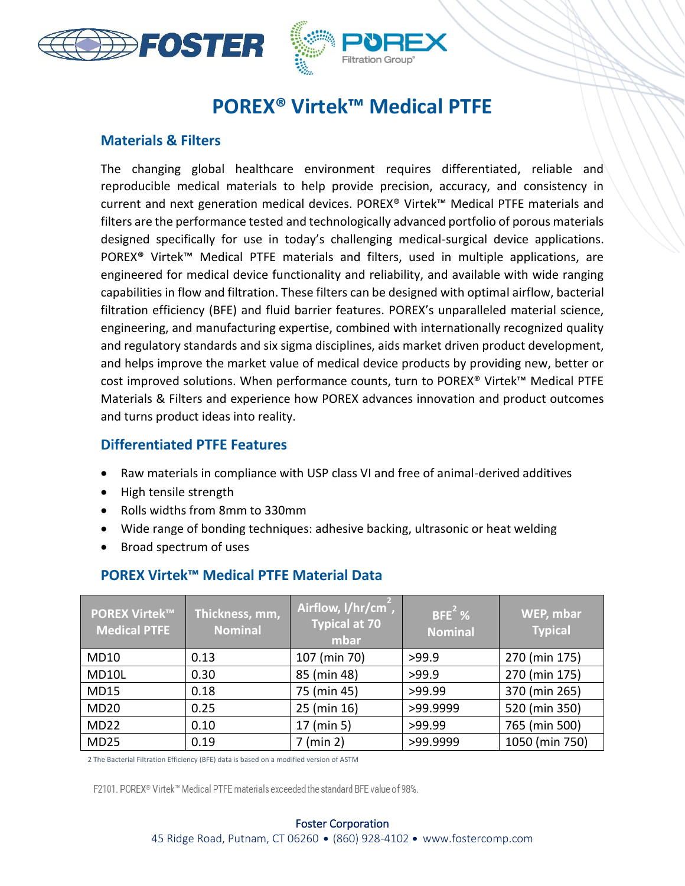# POREX® Virtek™ Medical PTFE

## Materials & Filters

The changing global healthcare environment requires differentiated, reliable and reproducible medical materials to help provide precision, accuracy, and consistency in current and next generation medical devices. POREX® Virtek™ Medical PTFE materials and filters are the performance tested and technologically advanced portfolio of porous materials designed specifically for use in today's challenging medical-surgical device applications. POREX® Virtek™ Medical PTFE materials and filters, used in multiple applications, are engineered for medical device functionality and reliability, and available with wide ranging capabilities in flow and filtration. These filters can be designed with optimal airflow, bacterial filtration efficiency (BFE) and fluid barrier features. POREX's unparalleled material science, engineering, and manufacturing expertise, combined with internationally recognized quality and regulatory standards and six sigma disciplines, aids market driven product development, and helps improve the market value of medical device products by providing new, better or cost improved solutions. When performance counts, turn to POREX® Virtek™ Medical PTFE Materials & Filters and experience how POREX advances innovation and product outcomes and turns product ideas into reality.

## Differentiated PTFE Features

- Raw materials in compliance with USP class VI and free of animal-derived additives
- High tensile strength
- Rolls widths from 8mm to 330mm
- Wide range of bonding techniques: adhesive backing, ultrasonic or heat welding
- Broad spectrum of uses

## POREX Virtek™ Medical PTFE Material Data

| POREX Virtek™ Medical PTFE | Thickness, mm, Nominal | Airflow, l/hr/cm$^2$, Typical at 70 mbar | BFE[2] % Nominal | WEP, mbar Typical |
|---|---|---|---|---|
| MD10 | 0.13 | 107 (min 70) | >99.9 | 270 (min 175) |
| MD10L | 0.30 | 85 (min 48) | >99.9 | 270 (min 175) |
| MD15 | 0.18 | 75 (min 45) | >99.99 | 370 (min 265) |
| MD20 | 0.25 | 25 (min 16) | >99.9999 | 520 (min 350) |
| MD22 | 0.10 | 17 (min 5) | >99.99 | 765 (min 500) |
| MD25 | 0.19 | 7 (min 2) | >99.9999 | 1050 (min 750) |

2 The Bacterial Filtration Efficiency (BFE) data is based on a modified version of ASTM F2101. POREX® Virtek™ Medical PTFE materials exceeded the standard BFE value of 98%.

Foster Corporation
45 Ridge Road, Putnam, CT 06260 • (860) 928-4102 • www.fostercomp.com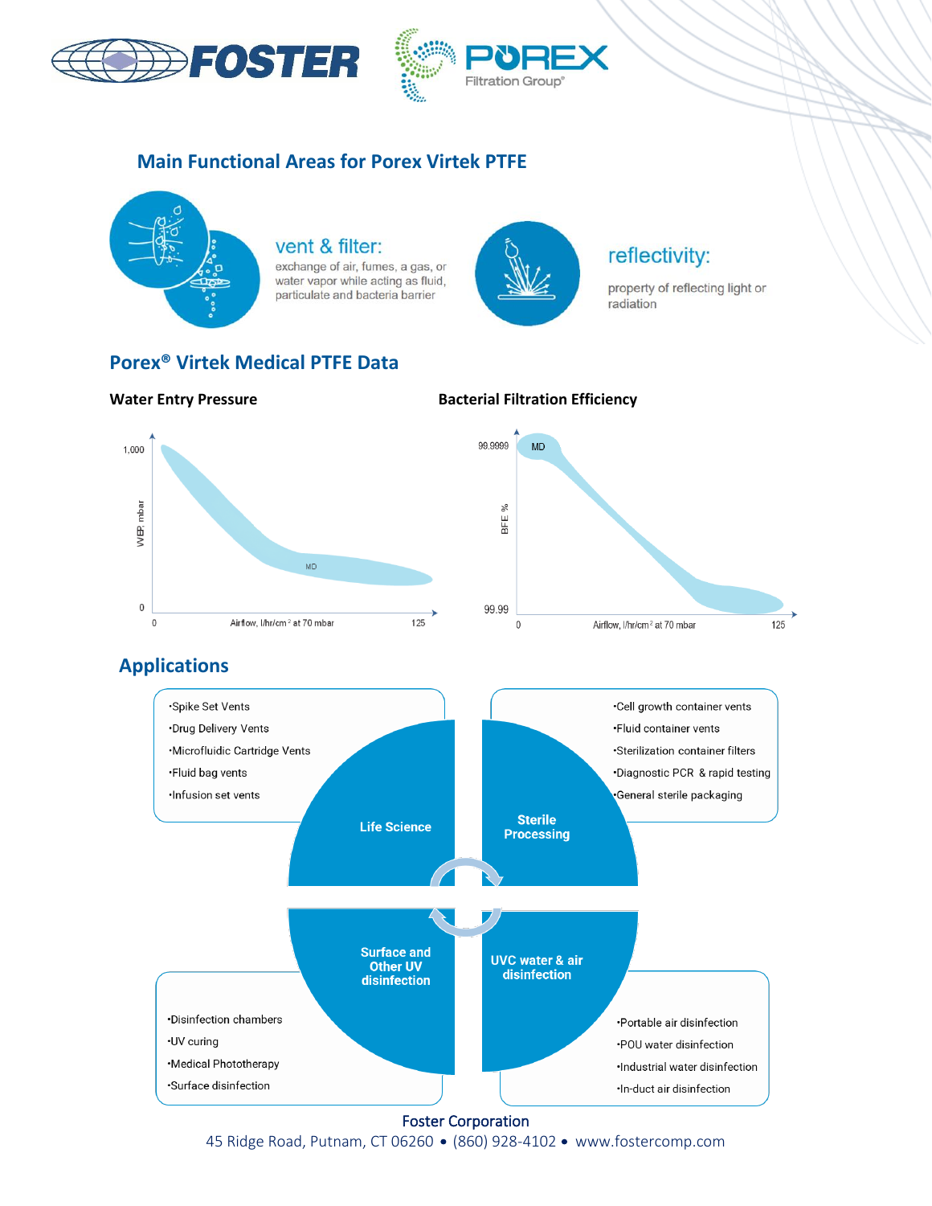## Main Functional Areas for Porex Virtek PTFE

**vent & filter:**
exchange of air, fumes, a gas, or water vapor while acting as fluid, particulate and bacteria barrier

**reflectivity:**
property of reflecting light or radiation

## Porex® Virtek Medical PTFE Data

### Water Entry Pressure

1,000
WEP, mbar
0
MD
0
Airflow, l/hr/cm² at 70 mbar
125

### Bacterial Filtration Efficiency

99.9999
MD
BFE %
99.99
0
Airflow, l/hr/cm² at 70 mbar
125

## Applications

**Life Science**
- Spike Set Vents
- Drug Delivery Vents
- Microfluidic Cartridge Vents
- Fluid bag vents
- Infusion set vents

**Sterile Processing**
- Cell growth container vents
- Fluid container vents
- Sterilization container filters
- Diagnostic PCR & rapid testing
- General sterile packaging

**Surface and Other UV disinfection**
- Disinfection chambers
- UV curing
- Medical Phototherapy
- Surface disinfection

**UVC water & air disinfection**
- Portable air disinfection
- POU water disinfection
- Industrial water disinfection
- In-duct air disinfection

Foster Corporation
45 Ridge Road, Putnam, CT 06260 • (860) 928-4102 • www.fostercomp.com